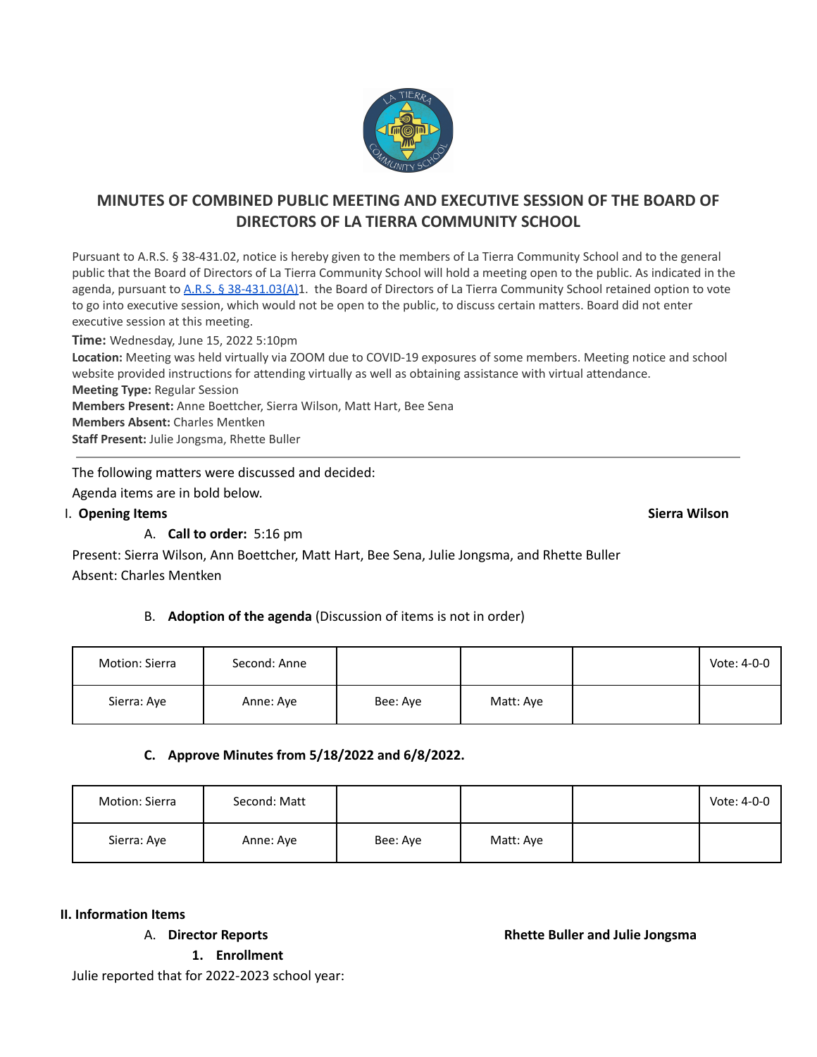## MINUTES OF COMBINED PUBLIC MEETING AND EXECUTIVE SESSION OF THE BOARD OF DIRECTORS OF LA TIERRA COMMUNITY SCHOOL

Pursuant to A.R.S. § 38-431.02, notice is hereby given to the members of La Tierra Community School and to the general public that the Board of Directors of La Tierra Community School will hold a meeting open to the public. As indicated in the agenda, pursuant to [A.R.S. § 38-431.03(A)]1. the Board of Directors of La Tierra Community School retained option to vote to go into executive session, which would not be open to the public, to discuss certain matters. Board did not enter executive session at this meeting.

**Time:** Wednesday, June 15, 2022 5:10pm

**Location:** Meeting was held virtually via ZOOM due to COVID-19 exposures of some members. Meeting notice and school website provided instructions for attending virtually as well as obtaining assistance with virtual attendance.

**Meeting Type:** Regular Session

**Members Present:** Anne Boettcher, Sierra Wilson, Matt Hart, Bee Sena

**Members Absent:** Charles Mentken

**Staff Present:** Julie Jongsma, Rhette Buller

---

The following matters were discussed and decided:

Agenda items are in bold below.

I. **Opening Items** **Sierra Wilson**

A. **Call to order:** 5:16 pm

Present: Sierra Wilson, Ann Boettcher, Matt Hart, Bee Sena, Julie Jongsma, and Rhette Buller

Absent: Charles Mentken

B. **Adoption of the agenda** (Discussion of items is not in order)

| | | | | | |
|---|---|---|---|---|---|
| Motion: Sierra | Second: Anne | | | | Vote: 4-0-0 |
| Sierra: Aye | Anne: Aye | Bee: Aye | Matt: Aye | | |

C. **Approve Minutes from 5/18/2022 and 6/8/2022.**

| | | | | | |
|---|---|---|---|---|---|
| Motion: Sierra | Second: Matt | | | | Vote: 4-0-0 |
| Sierra: Aye | Anne: Aye | Bee: Aye | Matt: Aye | | |

**II. Information Items**

A. **Director Reports** **Rhette Buller and Julie Jongsma**

1. **Enrollment**

Julie reported that for 2022-2023 school year: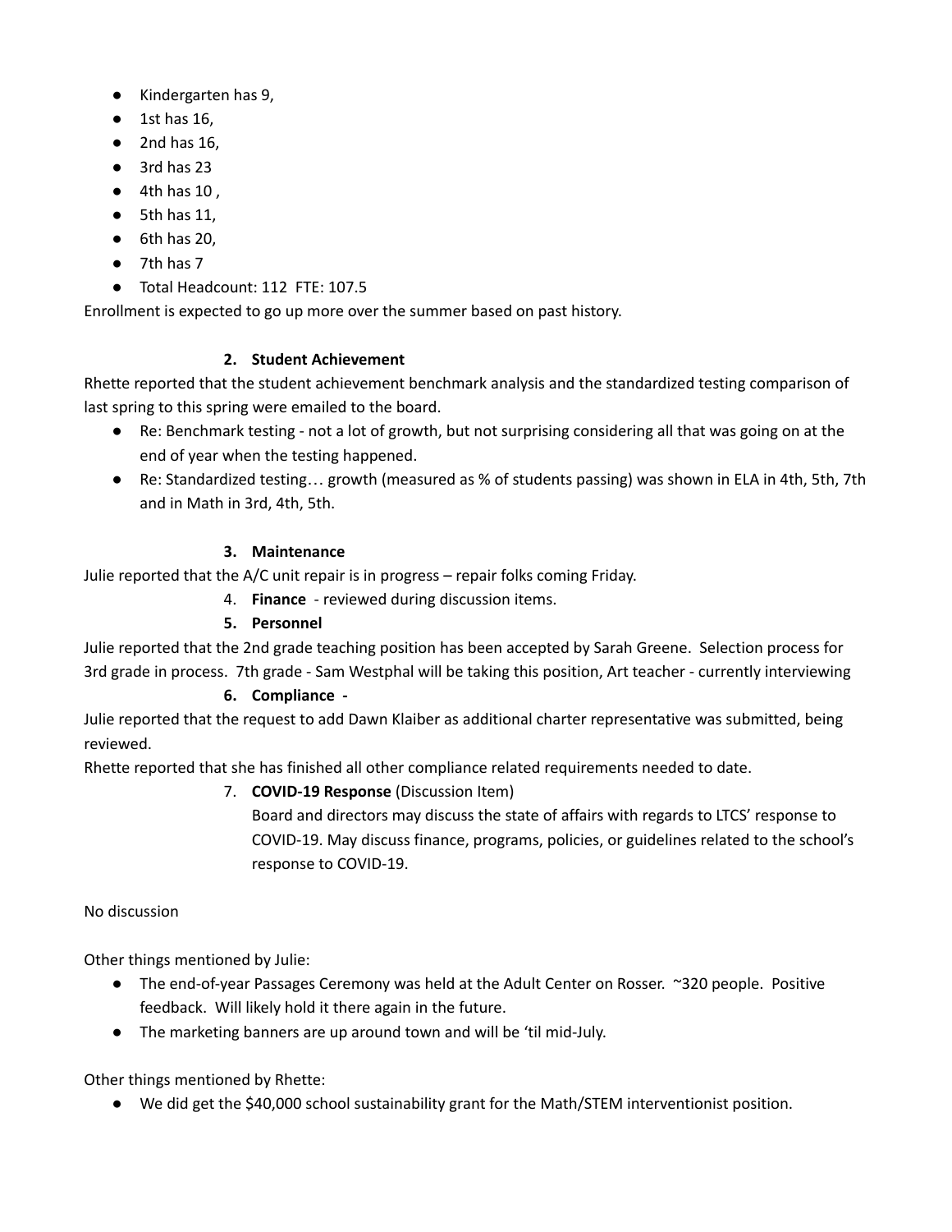- Kindergarten has 9,
- 1st has 16,
- 2nd has 16,
- 3rd has 23
- 4th has 10 ,
- 5th has 11,
- 6th has 20,
- 7th has 7
- Total Headcount: 112 FTE: 107.5

Enrollment is expected to go up more over the summer based on past history.

**2. Student Achievement**

Rhette reported that the student achievement benchmark analysis and the standardized testing comparison of last spring to this spring were emailed to the board.

- Re: Benchmark testing - not a lot of growth, but not surprising considering all that was going on at the end of year when the testing happened.
- Re: Standardized testing… growth (measured as % of students passing) was shown in ELA in 4th, 5th, 7th and in Math in 3rd, 4th, 5th.

**3. Maintenance**

Julie reported that the A/C unit repair is in progress – repair folks coming Friday.

4. **Finance** - reviewed during discussion items.

**5. Personnel**

Julie reported that the 2nd grade teaching position has been accepted by Sarah Greene. Selection process for 3rd grade in process. 7th grade - Sam Westphal will be taking this position, Art teacher - currently interviewing

**6. Compliance -**

Julie reported that the request to add Dawn Klaiber as additional charter representative was submitted, being reviewed.

Rhette reported that she has finished all other compliance related requirements needed to date.

7. **COVID-19 Response** (Discussion Item)

Board and directors may discuss the state of affairs with regards to LTCS' response to COVID-19. May discuss finance, programs, policies, or guidelines related to the school's response to COVID-19.

No discussion

Other things mentioned by Julie:

- The end-of-year Passages Ceremony was held at the Adult Center on Rosser. ~320 people. Positive feedback. Will likely hold it there again in the future.
- The marketing banners are up around town and will be 'til mid-July.

Other things mentioned by Rhette:

- We did get the $40,000 school sustainability grant for the Math/STEM interventionist position.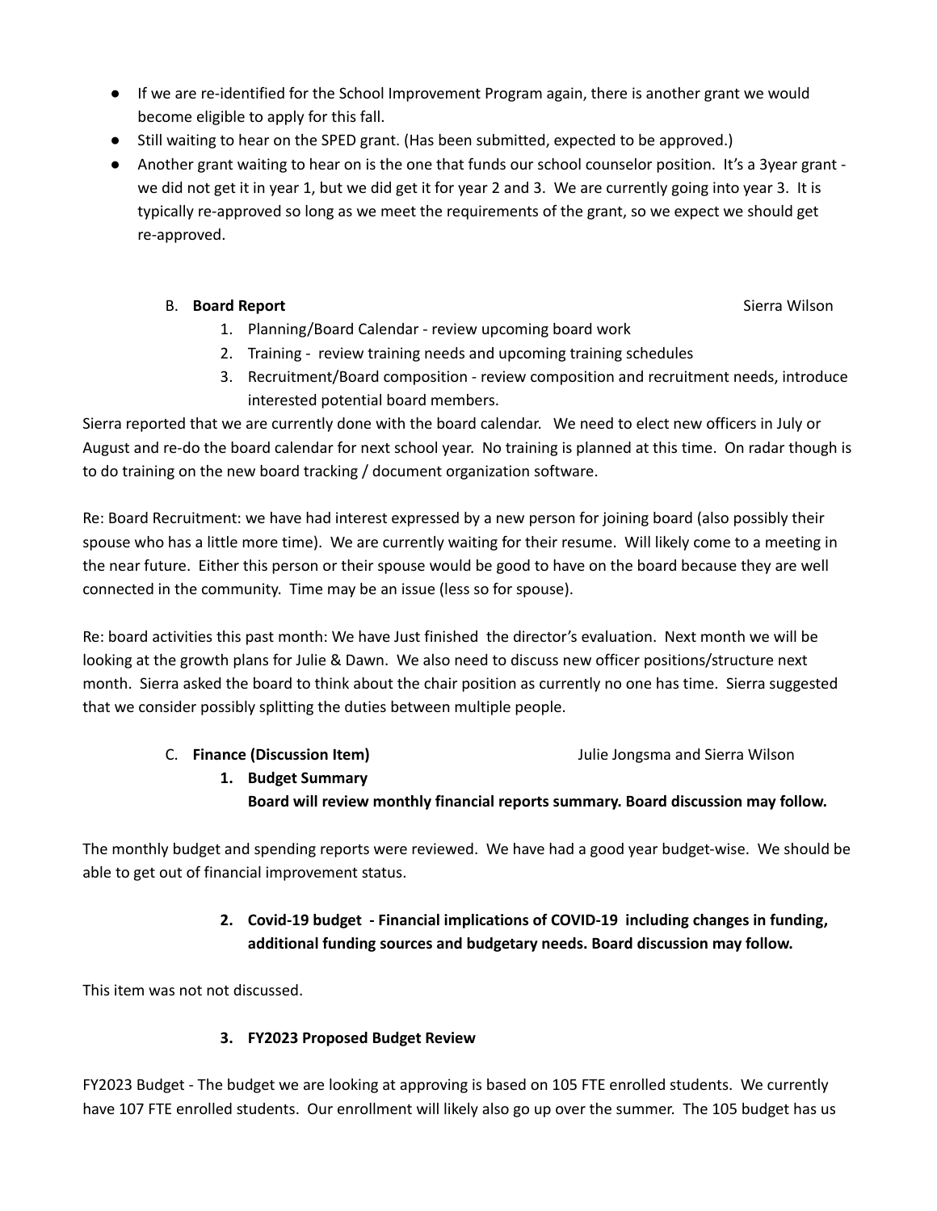- If we are re-identified for the School Improvement Program again, there is another grant we would become eligible to apply for this fall.
- Still waiting to hear on the SPED grant. (Has been submitted, expected to be approved.)
- Another grant waiting to hear on is the one that funds our school counselor position. It's a 3year grant - we did not get it in year 1, but we did get it for year 2 and 3. We are currently going into year 3. It is typically re-approved so long as we meet the requirements of the grant, so we expect we should get re-approved.

B. **Board Report** Sierra Wilson

1. Planning/Board Calendar - review upcoming board work
2. Training - review training needs and upcoming training schedules
3. Recruitment/Board composition - review composition and recruitment needs, introduce interested potential board members.

Sierra reported that we are currently done with the board calendar. We need to elect new officers in July or August and re-do the board calendar for next school year. No training is planned at this time. On radar though is to do training on the new board tracking / document organization software.

Re: Board Recruitment: we have had interest expressed by a new person for joining board (also possibly their spouse who has a little more time). We are currently waiting for their resume. Will likely come to a meeting in the near future. Either this person or their spouse would be good to have on the board because they are well connected in the community. Time may be an issue (less so for spouse).

Re: board activities this past month: We have Just finished the director's evaluation. Next month we will be looking at the growth plans for Julie & Dawn. We also need to discuss new officer positions/structure next month. Sierra asked the board to think about the chair position as currently no one has time. Sierra suggested that we consider possibly splitting the duties between multiple people.

C. **Finance (Discussion Item)** Julie Jongsma and Sierra Wilson

1. **Budget Summary**
   **Board will review monthly financial reports summary. Board discussion may follow.**

The monthly budget and spending reports were reviewed. We have had a good year budget-wise. We should be able to get out of financial improvement status.

2. **Covid-19 budget - Financial implications of COVID-19 including changes in funding, additional funding sources and budgetary needs. Board discussion may follow.**

This item was not not discussed.

3. **FY2023 Proposed Budget Review**

FY2023 Budget - The budget we are looking at approving is based on 105 FTE enrolled students. We currently have 107 FTE enrolled students. Our enrollment will likely also go up over the summer. The 105 budget has us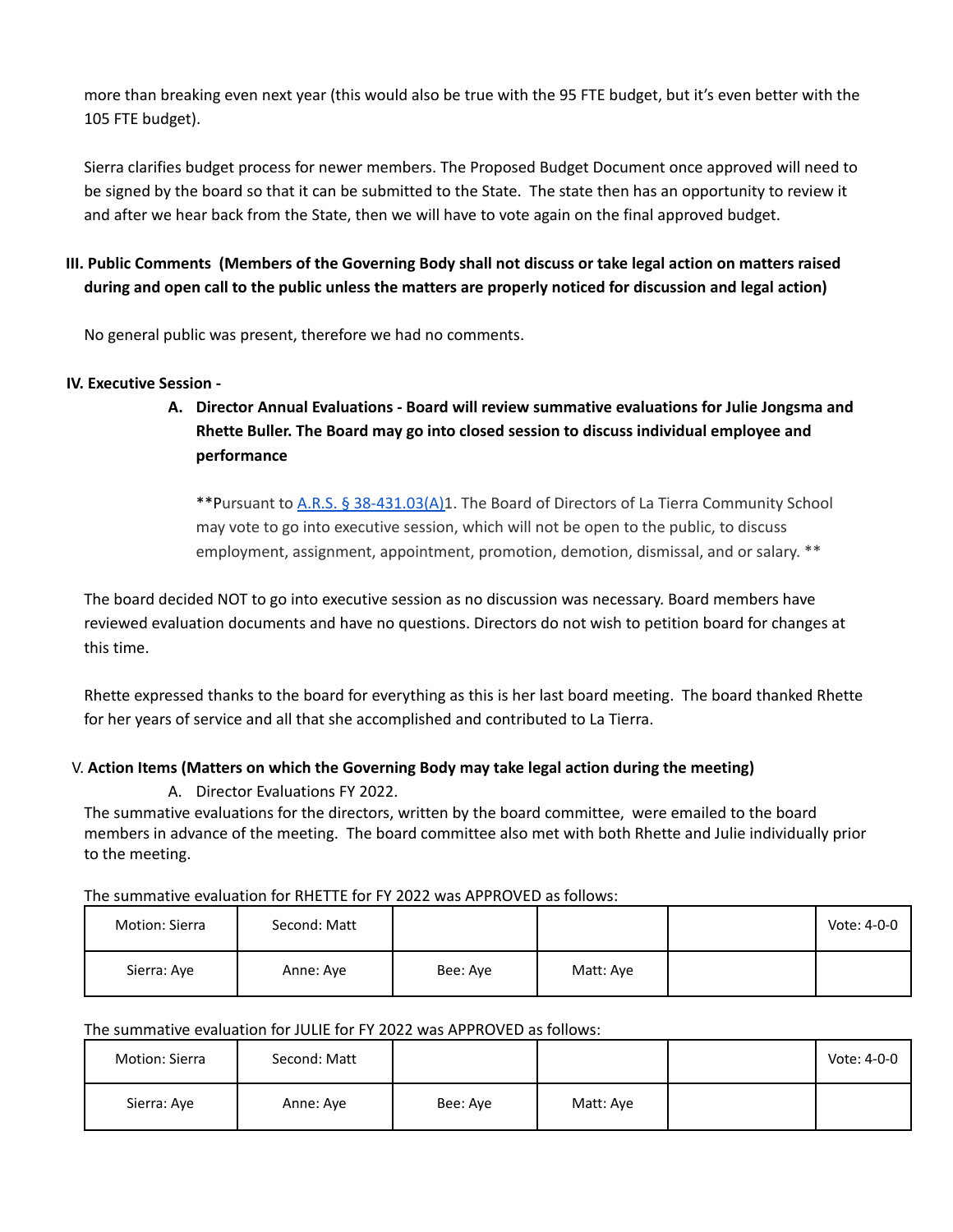more than breaking even next year (this would also be true with the 95 FTE budget, but it's even better with the 105 FTE budget).

Sierra clarifies budget process for newer members. The Proposed Budget Document once approved will need to be signed by the board so that it can be submitted to the State. The state then has an opportunity to review it and after we hear back from the State, then we will have to vote again on the final approved budget.

**III. Public Comments (Members of the Governing Body shall not discuss or take legal action on matters raised during and open call to the public unless the matters are properly noticed for discussion and legal action)**

No general public was present, therefore we had no comments.

**IV. Executive Session -**

**A. Director Annual Evaluations - Board will review summative evaluations for Julie Jongsma and Rhette Buller. The Board may go into closed session to discuss individual employee and performance**

**Pursuant to A.R.S. § 38-431.03(A)1. The Board of Directors of La Tierra Community School may vote to go into executive session, which will not be open to the public, to discuss employment, assignment, appointment, promotion, demotion, dismissal, and or salary. **

The board decided NOT to go into executive session as no discussion was necessary. Board members have reviewed evaluation documents and have no questions. Directors do not wish to petition board for changes at this time.

Rhette expressed thanks to the board for everything as this is her last board meeting. The board thanked Rhette for her years of service and all that she accomplished and contributed to La Tierra.

V. **Action Items (Matters on which the Governing Body may take legal action during the meeting)**

A. Director Evaluations FY 2022.

The summative evaluations for the directors, written by the board committee, were emailed to the board members in advance of the meeting. The board committee also met with both Rhette and Julie individually prior to the meeting.

The summative evaluation for RHETTE for FY 2022 was APPROVED as follows:

| | | | | | |
|---|---|---|---|---|---|
| Motion: Sierra | Second: Matt | | | | Vote: 4-0-0 |
| Sierra: Aye | Anne: Aye | Bee: Aye | Matt: Aye | | |

The summative evaluation for JULIE for FY 2022 was APPROVED as follows:

| | | | | | |
|---|---|---|---|---|---|
| Motion: Sierra | Second: Matt | | | | Vote: 4-0-0 |
| Sierra: Aye | Anne: Aye | Bee: Aye | Matt: Aye | | |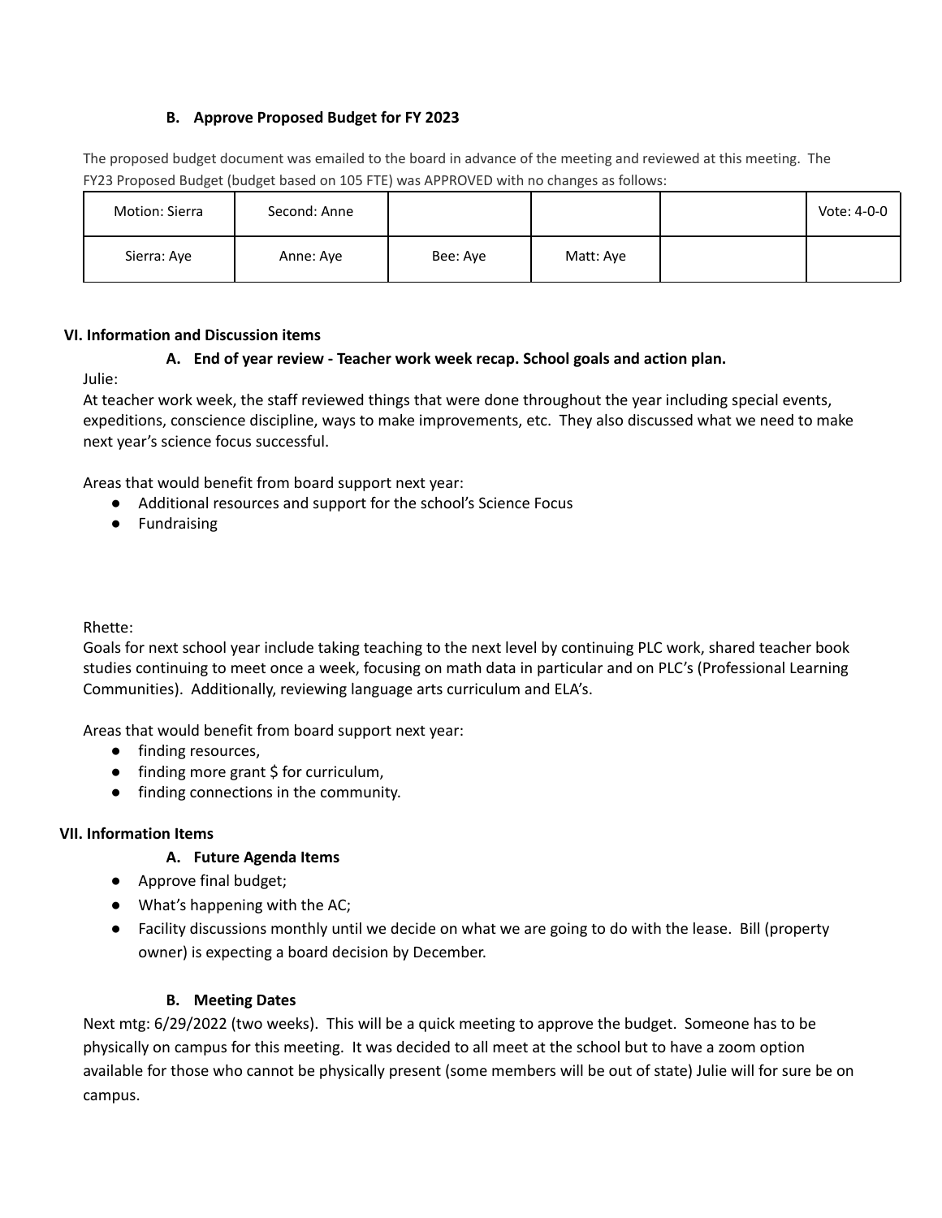### B. Approve Proposed Budget for FY 2023

The proposed budget document was emailed to the board in advance of the meeting and reviewed at this meeting. The FY23 Proposed Budget (budget based on 105 FTE) was APPROVED with no changes as follows:

| | | | | | |
|---|---|---|---|---|---|
| Motion: Sierra | Second: Anne | | | | Vote: 4-0-0 |
| Sierra: Aye | Anne: Aye | Bee: Aye | Matt: Aye | | |

## VI. Information and Discussion items

### A. End of year review - Teacher work week recap. School goals and action plan.

Julie:
At teacher work week, the staff reviewed things that were done throughout the year including special events, expeditions, conscience discipline, ways to make improvements, etc. They also discussed what we need to make next year's science focus successful.

Areas that would benefit from board support next year:

- Additional resources and support for the school's Science Focus
- Fundraising

Rhette:
Goals for next school year include taking teaching to the next level by continuing PLC work, shared teacher book studies continuing to meet once a week, focusing on math data in particular and on PLC's (Professional Learning Communities). Additionally, reviewing language arts curriculum and ELA's.

Areas that would benefit from board support next year:

- finding resources,
- finding more grant $ for curriculum,
- finding connections in the community.

## VII. Information Items

### A. Future Agenda Items

- Approve final budget;
- What's happening with the AC;
- Facility discussions monthly until we decide on what we are going to do with the lease. Bill (property owner) is expecting a board decision by December.

### B. Meeting Dates

Next mtg: 6/29/2022 (two weeks). This will be a quick meeting to approve the budget. Someone has to be physically on campus for this meeting. It was decided to all meet at the school but to have a zoom option available for those who cannot be physically present (some members will be out of state) Julie will for sure be on campus.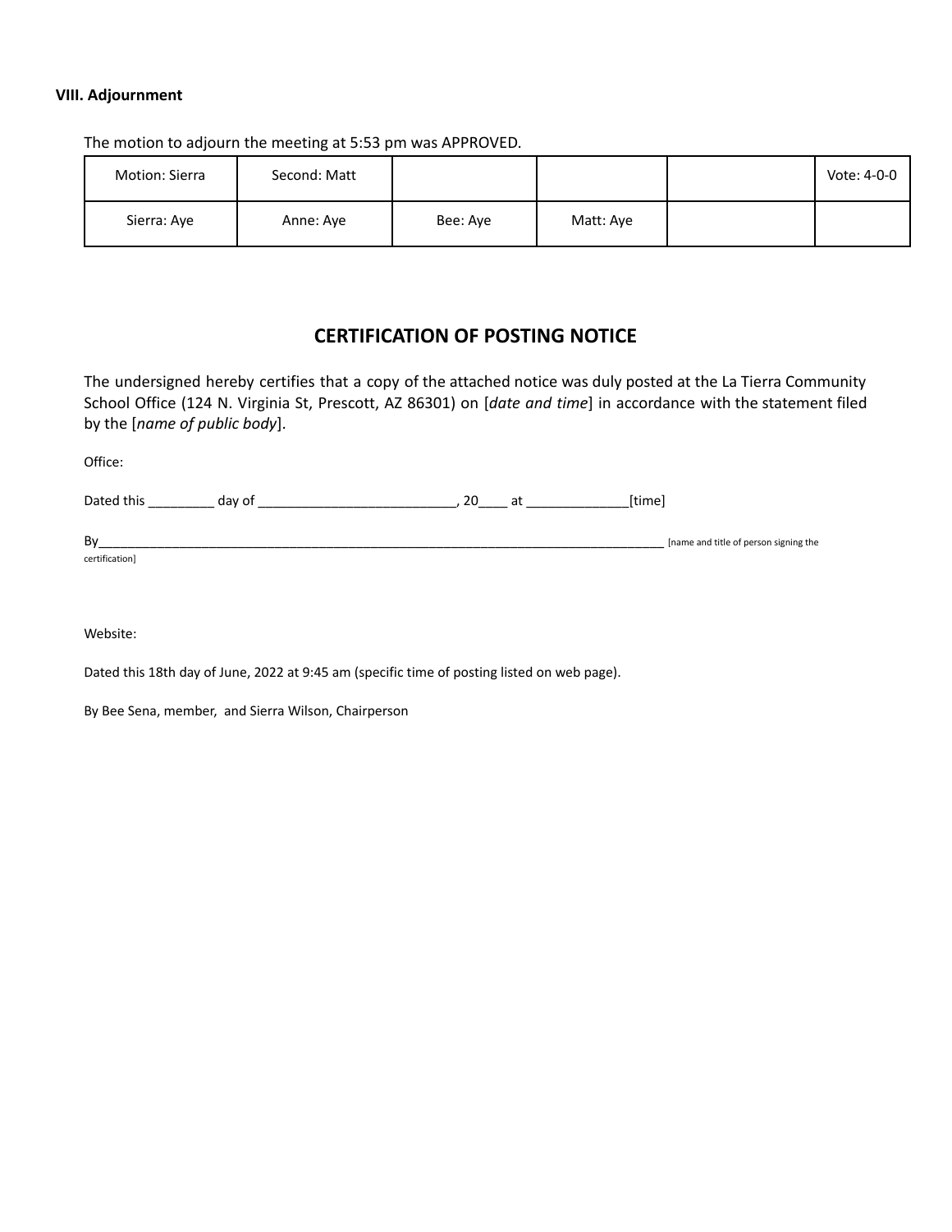**VIII. Adjournment**

The motion to adjourn the meeting at 5:53 pm was APPROVED.

| | | | | | |
|---|---|---|---|---|---|
| Motion: Sierra | Second: Matt | | | | Vote: 4-0-0 |
| Sierra: Aye | Anne: Aye | Bee: Aye | Matt: Aye | | |

## CERTIFICATION OF POSTING NOTICE

The undersigned hereby certifies that a copy of the attached notice was duly posted at the La Tierra Community School Office (124 N. Virginia St, Prescott, AZ 86301) on [*date and time*] in accordance with the statement filed by the [*name of public body*].

Office:

Dated this _________ day of ___________________________, 20____ at ______________[time]

By_________________________________________________________________________________ [name and title of person signing the certification]

Website:

Dated this 18th day of June, 2022 at 9:45 am (specific time of posting listed on web page).

By Bee Sena, member, and Sierra Wilson, Chairperson